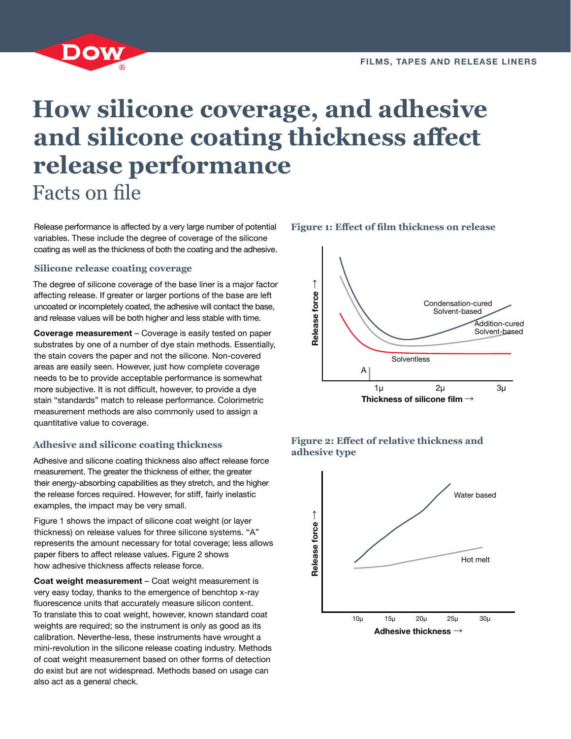# How silicone coverage, and adhesive and silicone coating thickness affect release performance

## Facts on file

Release performance is affected by a very large number of potential variables. These include the degree of coverage of the silicone coating as well as the thickness of both the coating and the adhesive.

### Silicone release coating coverage

The degree of silicone coverage of the base liner is a major factor affecting release. If greater or larger portions of the base are left uncoated or incompletely coated, the adhesive will contact the base, and release values will be both higher and less stable with time.

**Coverage measurement** – Coverage is easily tested on paper substrates by one of a number of dye stain methods. Essentially, the stain covers the paper and not the silicone. Non-covered areas are easily seen. However, just how complete coverage needs to be to provide acceptable performance is somewhat more subjective. It is not difficult, however, to provide a dye stain "standards" match to release performance. Colorimetric measurement methods are also commonly used to assign a quantitative value to coverage.

### Adhesive and silicone coating thickness

Adhesive and silicone coating thickness also affect release force measurement. The greater the thickness of either, the greater their energy-absorbing capabilities as they stretch, and the higher the release forces required. However, for stiff, fairly inelastic examples, the impact may be very small.

Figure 1 shows the impact of silicone coat weight (or layer thickness) on release values for three silicone systems. "A" represents the amount necessary for total coverage; less allows paper fibers to affect release values. Figure 2 shows how adhesive thickness affects release force.

**Coat weight measurement** – Coat weight measurement is very easy today, thanks to the emergence of benchtop x-ray fluorescence units that accurately measure silicon content. To translate this to coat weight, however, known standard coat weights are required; so the instrument is only as good as its calibration. Neverthe-less, these instruments have wrought a mini-revolution in the silicone release coating industry. Methods of coat weight measurement based on other forms of detection do exist but are not widespread. Methods based on usage can also act as a general check.

**Figure 1: Effect of film thickness on release**

**Figure 2: Effect of relative thickness and adhesive type**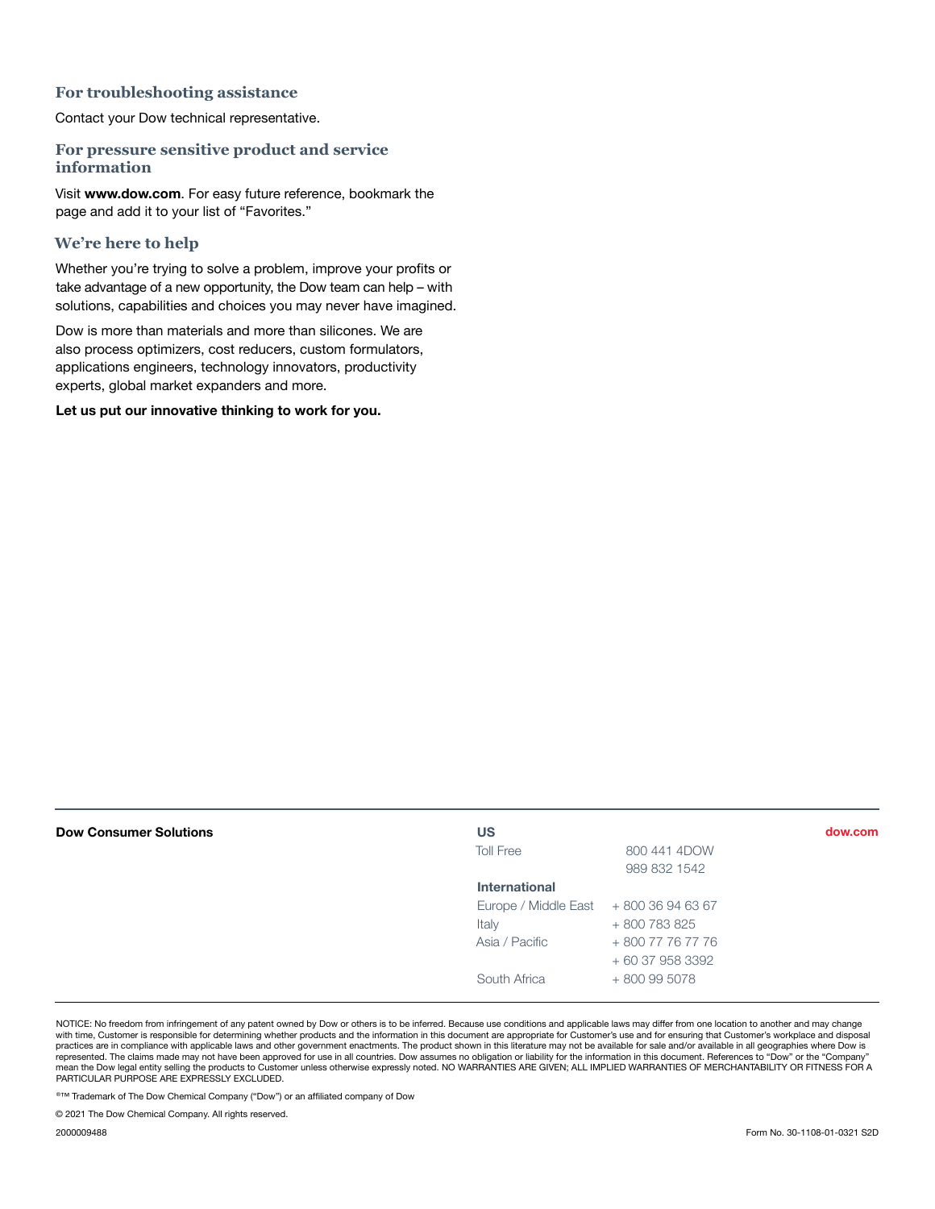### For troubleshooting assistance

Contact your Dow technical representative.

### For pressure sensitive product and service information

Visit **www.dow.com**. For easy future reference, bookmark the page and add it to your list of "Favorites."

### We're here to help

Whether you're trying to solve a problem, improve your profits or take advantage of a new opportunity, the Dow team can help – with solutions, capabilities and choices you may never have imagined.

Dow is more than materials and more than silicones. We are also process optimizers, cost reducers, custom formulators, applications engineers, technology innovators, productivity experts, global market expanders and more.

**Let us put our innovative thinking to work for you.**

**Dow Consumer Solutions**

**dow.com**

| | |
|---|---|
| **US** | |
| Toll Free | 800 441 4DOW |
| | 989 832 1542 |
| **International** | |
| Europe / Middle East | + 800 36 94 63 67 |
| Italy | + 800 783 825 |
| Asia / Pacific | + 800 77 76 77 76 |
| | + 60 37 958 3392 |
| South Africa | + 800 99 5078 |

NOTICE: No freedom from infringement of any patent owned by Dow or others is to be inferred. Because use conditions and applicable laws may differ from one location to another and may change with time, Customer is responsible for determining whether products and the information in this document are appropriate for Customer's use and for ensuring that Customer's workplace and disposal practices are in compliance with applicable laws and other government enactments. The product shown in this literature may not be available for sale and/or available in all geographies where Dow is represented. The claims made may not have been approved for use in all countries. Dow assumes no obligation or liability for the information in this document. References to "Dow" or the "Company" mean the Dow legal entity selling the products to Customer unless otherwise expressly noted. NO WARRANTIES ARE GIVEN; ALL IMPLIED WARRANTIES OF MERCHANTABILITY OR FITNESS FOR A PARTICULAR PURPOSE ARE EXPRESSLY EXCLUDED.

®™ Trademark of The Dow Chemical Company ("Dow") or an affiliated company of Dow

© 2021 The Dow Chemical Company. All rights reserved.

2000009488

Form No. 30-1108-01-0321 S2D